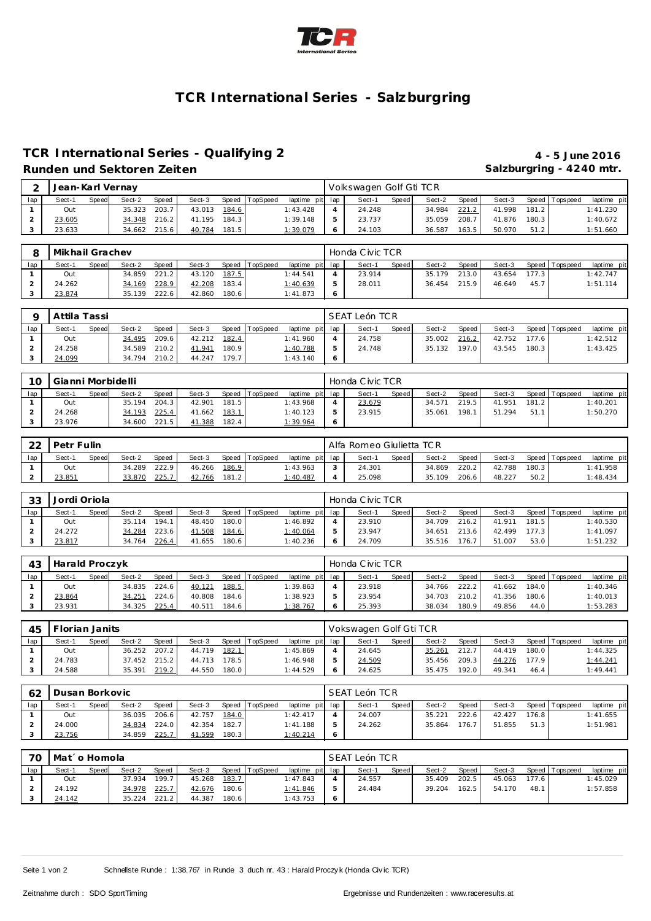# TCR International Series - Salzburgring

## TCR International Series - Qualifying 2

**4 - 5 June 2016**

### Runden und Sektoren Zeiten

**Salzburgring - 4240 mtr.**

| 2 | Jean-Karl Vernay | | | | | | | | Volkswagen Golf Gti TCR | | | | | | | | |
|---|---|---|---|---|---|---|---|---|---|---|---|---|---|---|---|---|---|
| lap | Sect-1 | Speed | Sect-2 | Speed | Sect-3 | Speed | TopSpeed | laptime pit | lap | Sect-1 | Speed | Sect-2 | Speed | Sect-3 | Speed | Topspeed | laptime pit |
| 1 | Out | | 35.323 | 203.7 | 43.013 | 184.6 | | 1:43.428 | 4 | 24.248 | | 34.984 | 221.2 | 41.998 | 181.2 | | 1:41.230 |
| 2 | 23.605 | | 34.348 | 216.2 | 41.195 | 184.3 | | 1:39.148 | 5 | 23.737 | | 35.059 | 208.7 | 41.876 | 180.3 | | 1:40.672 |
| 3 | 23.633 | | 34.662 | 215.6 | 40.784 | 181.5 | | 1:39.079 | 6 | 24.103 | | 36.587 | 163.5 | 50.970 | 51.2 | | 1:51.660 |

| 8 | Mikhail Grachev | | | | | | | | Honda Civic TCR | | | | | | | | |
|---|---|---|---|---|---|---|---|---|---|---|---|---|---|---|---|---|---|
| lap | Sect-1 | Speed | Sect-2 | Speed | Sect-3 | Speed | TopSpeed | laptime pit | lap | Sect-1 | Speed | Sect-2 | Speed | Sect-3 | Speed | Topspeed | laptime pit |
| 1 | Out | | 34.859 | 221.2 | 43.120 | 187.5 | | 1:44.541 | 4 | 23.914 | | 35.179 | 213.0 | 43.654 | 177.3 | | 1:42.747 |
| 2 | 24.262 | | 34.169 | 228.9 | 42.208 | 183.4 | | 1:40.639 | 5 | 28.011 | | 36.454 | 215.9 | 46.649 | 45.7 | | 1:51.114 |
| 3 | 23.874 | | 35.139 | 222.6 | 42.860 | 180.6 | | 1:41.873 | 6 | | | | | | | | |

| 9 | Attila Tassi | | | | | | | | SEAT León TCR | | | | | | | | |
|---|---|---|---|---|---|---|---|---|---|---|---|---|---|---|---|---|---|
| lap | Sect-1 | Speed | Sect-2 | Speed | Sect-3 | Speed | TopSpeed | laptime pit | lap | Sect-1 | Speed | Sect-2 | Speed | Sect-3 | Speed | Topspeed | laptime pit |
| 1 | Out | | 34.495 | 209.6 | 42.212 | 182.4 | | 1:41.960 | 4 | 24.758 | | 35.002 | 216.2 | 42.752 | 177.6 | | 1:42.512 |
| 2 | 24.258 | | 34.589 | 210.2 | 41.941 | 180.9 | | 1:40.788 | 5 | 24.748 | | 35.132 | 197.0 | 43.545 | 180.3 | | 1:43.425 |
| 3 | 24.099 | | 34.794 | 210.2 | 44.247 | 179.7 | | 1:43.140 | 6 | | | | | | | | |

| 10 | Gianni Morbidelli | | | | | | | | Honda Civic TCR | | | | | | | | |
|---|---|---|---|---|---|---|---|---|---|---|---|---|---|---|---|---|---|
| lap | Sect-1 | Speed | Sect-2 | Speed | Sect-3 | Speed | TopSpeed | laptime pit | lap | Sect-1 | Speed | Sect-2 | Speed | Sect-3 | Speed | Topspeed | laptime pit |
| 1 | Out | | 35.194 | 204.3 | 42.901 | 181.5 | | 1:43.968 | 4 | 23.679 | | 34.571 | 219.5 | 41.951 | 181.2 | | 1:40.201 |
| 2 | 24.268 | | 34.193 | 225.4 | 41.662 | 183.1 | | 1:40.123 | 5 | 23.915 | | 35.061 | 198.1 | 51.294 | 51.1 | | 1:50.270 |
| 3 | 23.976 | | 34.600 | 221.5 | 41.388 | 182.4 | | 1:39.964 | 6 | | | | | | | | |

| 22 | Petr Fulin | | | | | | | | Alfa Romeo Giulietta TCR | | | | | | | | |
|---|---|---|---|---|---|---|---|---|---|---|---|---|---|---|---|---|---|
| lap | Sect-1 | Speed | Sect-2 | Speed | Sect-3 | Speed | TopSpeed | laptime pit | lap | Sect-1 | Speed | Sect-2 | Speed | Sect-3 | Speed | Topspeed | laptime pit |
| 1 | Out | | 34.289 | 222.9 | 46.266 | 186.9 | | 1:43.963 | 3 | 24.301 | | 34.869 | 220.2 | 42.788 | 180.3 | | 1:41.958 |
| 2 | 23.851 | | 33.870 | 225.7 | 42.766 | 181.2 | | 1:40.487 | 4 | 25.098 | | 35.109 | 206.6 | 48.227 | 50.2 | | 1:48.434 |

| 33 | Jordi Oriola | | | | | | | | Honda Civic TCR | | | | | | | | |
|---|---|---|---|---|---|---|---|---|---|---|---|---|---|---|---|---|---|
| lap | Sect-1 | Speed | Sect-2 | Speed | Sect-3 | Speed | TopSpeed | laptime pit | lap | Sect-1 | Speed | Sect-2 | Speed | Sect-3 | Speed | Topspeed | laptime pit |
| 1 | Out | | 35.114 | 194.1 | 48.450 | 180.0 | | 1:46.892 | 4 | 23.910 | | 34.709 | 216.2 | 41.911 | 181.5 | | 1:40.530 |
| 2 | 24.272 | | 34.284 | 223.6 | 41.508 | 184.6 | | 1:40.064 | 5 | 23.947 | | 34.651 | 213.6 | 42.499 | 177.3 | | 1:41.097 |
| 3 | 23.817 | | 34.764 | 226.4 | 41.655 | 180.6 | | 1:40.236 | 6 | 24.709 | | 35.516 | 176.7 | 51.007 | 53.0 | | 1:51.232 |

| 43 | Harald Proczyk | | | | | | | | Honda Civic TCR | | | | | | | | |
|---|---|---|---|---|---|---|---|---|---|---|---|---|---|---|---|---|---|
| lap | Sect-1 | Speed | Sect-2 | Speed | Sect-3 | Speed | TopSpeed | laptime pit | lap | Sect-1 | Speed | Sect-2 | Speed | Sect-3 | Speed | Topspeed | laptime pit |
| 1 | Out | | 34.835 | 224.6 | 40.121 | 188.5 | | 1:39.863 | 4 | 23.918 | | 34.766 | 222.2 | 41.662 | 184.0 | | 1:40.346 |
| 2 | 23.864 | | 34.251 | 224.6 | 40.808 | 184.6 | | 1:38.923 | 5 | 23.954 | | 34.703 | 210.2 | 41.356 | 180.6 | | 1:40.013 |
| 3 | 23.931 | | 34.325 | 225.4 | 40.511 | 184.6 | | 1:38.767 | 6 | 25.393 | | 38.034 | 180.9 | 49.856 | 44.0 | | 1:53.283 |

| 45 | Florian Janits | | | | | | | | Vokswagen Golf Gti TCR | | | | | | | | |
|---|---|---|---|---|---|---|---|---|---|---|---|---|---|---|---|---|---|
| lap | Sect-1 | Speed | Sect-2 | Speed | Sect-3 | Speed | TopSpeed | laptime pit | lap | Sect-1 | Speed | Sect-2 | Speed | Sect-3 | Speed | Topspeed | laptime pit |
| 1 | Out | | 36.252 | 207.2 | 44.719 | 182.1 | | 1:45.869 | 4 | 24.645 | | 35.261 | 212.7 | 44.419 | 180.0 | | 1:44.325 |
| 2 | 24.783 | | 37.452 | 215.2 | 44.713 | 178.5 | | 1:46.948 | 5 | 24.509 | | 35.456 | 209.3 | 44.276 | 177.9 | | 1:44.241 |
| 3 | 24.588 | | 35.391 | 219.2 | 44.550 | 180.0 | | 1:44.529 | 6 | 24.625 | | 35.475 | 192.0 | 49.341 | 46.4 | | 1:49.441 |

| 62 | Dusan Borkovic | | | | | | | | SEAT León TCR | | | | | | | | |
|---|---|---|---|---|---|---|---|---|---|---|---|---|---|---|---|---|---|
| lap | Sect-1 | Speed | Sect-2 | Speed | Sect-3 | Speed | TopSpeed | laptime pit | lap | Sect-1 | Speed | Sect-2 | Speed | Sect-3 | Speed | Topspeed | laptime pit |
| 1 | Out | | 36.035 | 206.6 | 42.757 | 184.0 | | 1:42.417 | 4 | 24.007 | | 35.221 | 222.6 | 42.427 | 176.8 | | 1:41.655 |
| 2 | 24.000 | | 34.834 | 224.0 | 42.354 | 182.7 | | 1:41.188 | 5 | 24.262 | | 35.864 | 176.7 | 51.855 | 51.3 | | 1:51.981 |
| 3 | 23.756 | | 34.859 | 225.7 | 41.599 | 180.3 | | 1:40.214 | 6 | | | | | | | | |

| 70 | Mat´o Homola | | | | | | | | SEAT León TCR | | | | | | | | |
|---|---|---|---|---|---|---|---|---|---|---|---|---|---|---|---|---|---|
| lap | Sect-1 | Speed | Sect-2 | Speed | Sect-3 | Speed | TopSpeed | laptime pit | lap | Sect-1 | Speed | Sect-2 | Speed | Sect-3 | Speed | Topspeed | laptime pit |
| 1 | Out | | 37.934 | 199.7 | 45.268 | 183.7 | | 1:47.843 | 4 | 24.557 | | 35.409 | 202.5 | 45.063 | 177.6 | | 1:45.029 |
| 2 | 24.192 | | 34.978 | 225.7 | 42.676 | 180.6 | | 1:41.846 | 5 | 24.484 | | 39.204 | 162.5 | 54.170 | 48.1 | | 1:57.858 |
| 3 | 24.142 | | 35.224 | 221.2 | 44.387 | 180.6 | | 1:43.753 | 6 | | | | | | | | |

Schnellste Runde : 1:38.767 in Runde 3 duch nr. 43 : Harald Proczyk (Honda Civic TCR)

Zeitnahme durch : SDO SportTiming

Ergebnisse und Rundenzeiten : www.raceresults.at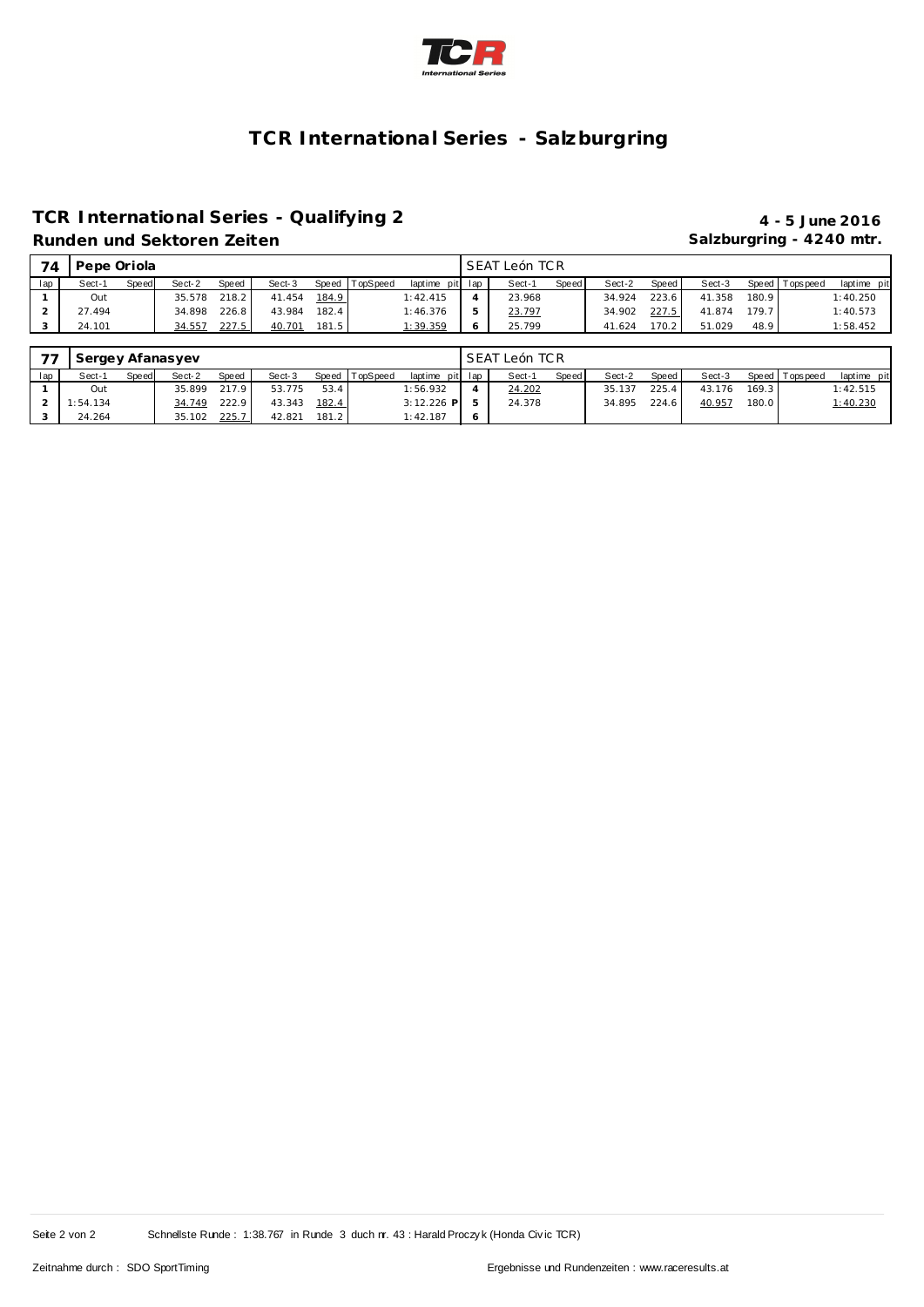# TCR International Series - Salzburgring

## TCR International Series - Qualifying 2

**4 - 5 June 2016**

**Runden und Sektoren Zeiten**

**Salzburgring - 4240 mtr.**

| 74 | Pepe Oriola | | | | | | | | SEAT León TCR | | | | | | | | |
|---|---|---|---|---|---|---|---|---|---|---|---|---|---|---|---|---|---|
| lap | Sect-1 | Speed | Sect-2 | Speed | Sect-3 | Speed | TopSpeed | laptime pit | lap | Sect-1 | Speed | Sect-2 | Speed | Sect-3 | Speed | Topspeed | laptime pit |
| 1 | Out | | 35.578 | 218.2 | 41.454 | 184.9 | | 1:42.415 | 4 | 23.968 | | 34.924 | 223.6 | 41.358 | 180.9 | | 1:40.250 |
| 2 | 27.494 | | 34.898 | 226.8 | 43.984 | 182.4 | | 1:46.376 | 5 | 23.797 | | 34.902 | 227.5 | 41.874 | 179.7 | | 1:40.573 |
| 3 | 24.101 | | 34.557 | 227.5 | 40.701 | 181.5 | | 1:39.359 | 6 | 25.799 | | 41.624 | 170.2 | 51.029 | 48.9 | | 1:58.452 |

| 77 | Sergey Afanasyev | | | | | | | | SEAT León TCR | | | | | | | | |
|---|---|---|---|---|---|---|---|---|---|---|---|---|---|---|---|---|---|
| lap | Sect-1 | Speed | Sect-2 | Speed | Sect-3 | Speed | TopSpeed | laptime pit | lap | Sect-1 | Speed | Sect-2 | Speed | Sect-3 | Speed | Topspeed | laptime pit |
| 1 | Out | | 35.899 | 217.9 | 53.775 | 53.4 | | 1:56.932 | 4 | 24.202 | | 35.137 | 225.4 | 43.176 | 169.3 | | 1:42.515 |
| 2 | 1:54.134 | | 34.749 | 222.9 | 43.343 | 182.4 | | 3:12.226 P | 5 | 24.378 | | 34.895 | 224.6 | 40.957 | 180.0 | | 1:40.230 |
| 3 | 24.264 | | 35.102 | 225.7 | 42.821 | 181.2 | | 1:42.187 | 6 | | | | | | | | |

Schnellste Runde : 1:38.767 in Runde 3 duch nr. 43 : Harald Proczyk (Honda Civic TCR)

Zeitnahme durch : SDO SportTiming

Ergebnisse und Rundenzeiten : www.raceresults.at